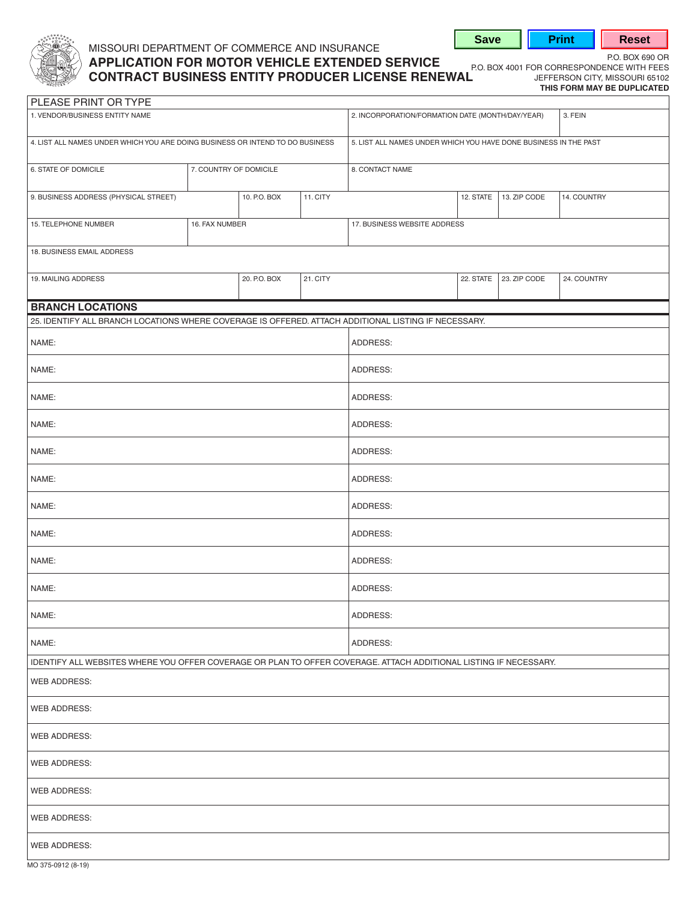MISSOURI DEPARTMENT OF COMMERCE AND INSURANCE

# APPLICATION FOR MOTOR VEHICLE EXTENDED SERVICE CONTRACT BUSINESS ENTITY PRODUCER LICENSE RENEWAL

P.O. BOX 690 OR
P.O. BOX 4001 FOR CORRESPONDENCE WITH FEES
JEFFERSON CITY, MISSOURI 65102
**THIS FORM MAY BE DUPLICATED**

PLEASE PRINT OR TYPE

| 1. VENDOR/BUSINESS ENTITY NAME | 2. INCORPORATION/FORMATION DATE (MONTH/DAY/YEAR) | 3. FEIN |
|---|---|---|
| | | |

| 4. LIST ALL NAMES UNDER WHICH YOU ARE DOING BUSINESS OR INTEND TO DO BUSINESS | 5. LIST ALL NAMES UNDER WHICH YOU HAVE DONE BUSINESS IN THE PAST |
|---|---|
| | |

| 6. STATE OF DOMICILE | 7. COUNTRY OF DOMICILE | 8. CONTACT NAME |
|---|---|---|
| | | |

| 9. BUSINESS ADDRESS (PHYSICAL STREET) | 10. P.O. BOX | 11. CITY | 12. STATE | 13. ZIP CODE | 14. COUNTRY |
|---|---|---|---|---|---|
| | | | | | |

| 15. TELEPHONE NUMBER | 16. FAX NUMBER | 17. BUSINESS WEBSITE ADDRESS |
|---|---|---|
| | | |

| 18. BUSINESS EMAIL ADDRESS |
|---|
| |

| 19. MAILING ADDRESS | 20. P.O. BOX | 21. CITY | 22. STATE | 23. ZIP CODE | 24. COUNTRY |
|---|---|---|---|---|---|
| | | | | | |

## BRANCH LOCATIONS

25. IDENTIFY ALL BRANCH LOCATIONS WHERE COVERAGE IS OFFERED. ATTACH ADDITIONAL LISTING IF NECESSARY.

| NAME: | ADDRESS: |
|---|---|
| NAME: | ADDRESS: |
| NAME: | ADDRESS: |
| NAME: | ADDRESS: |
| NAME: | ADDRESS: |
| NAME: | ADDRESS: |
| NAME: | ADDRESS: |
| NAME: | ADDRESS: |
| NAME: | ADDRESS: |
| NAME: | ADDRESS: |
| NAME: | ADDRESS: |
| NAME: | ADDRESS: |

IDENTIFY ALL WEBSITES WHERE YOU OFFER COVERAGE OR PLAN TO OFFER COVERAGE. ATTACH ADDITIONAL LISTING IF NECESSARY.

| WEB ADDRESS: |
|---|
| WEB ADDRESS: |
| WEB ADDRESS: |
| WEB ADDRESS: |
| WEB ADDRESS: |
| WEB ADDRESS: |
| WEB ADDRESS: |

MO 375-0912 (8-19)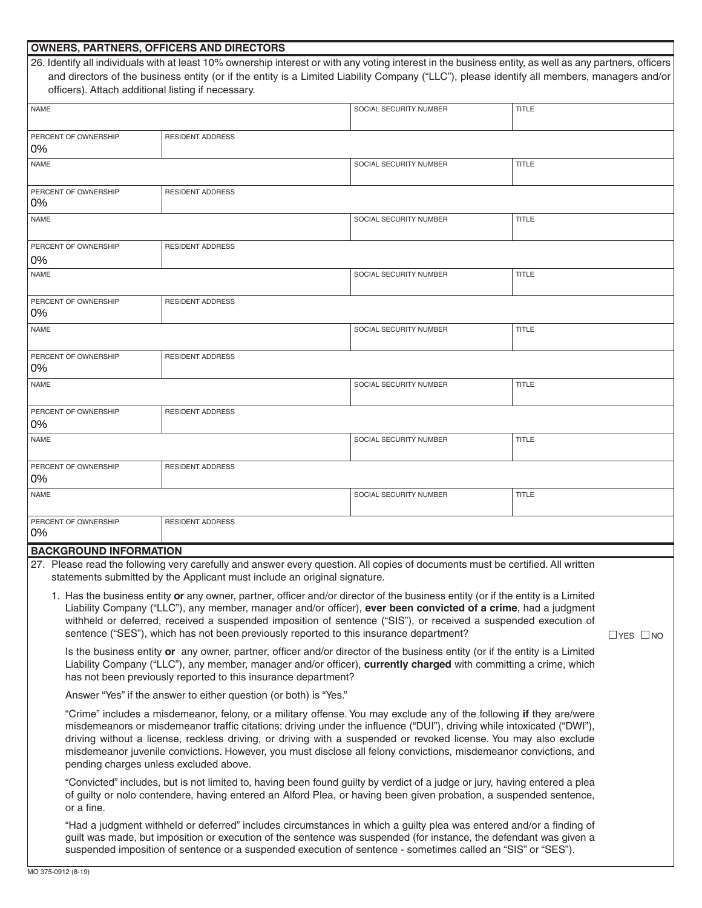## OWNERS, PARTNERS, OFFICERS AND DIRECTORS

26. Identify all individuals with at least 10% ownership interest or with any voting interest in the business entity, as well as any partners, officers and directors of the business entity (or if the entity is a Limited Liability Company ("LLC"), please identify all members, managers and/or officers). Attach additional listing if necessary.

| NAME | | SOCIAL SECURITY NUMBER | TITLE |
|---|---|---|---|
| PERCENT OF OWNERSHIP<br>0% | RESIDENT ADDRESS | | |
| NAME | | SOCIAL SECURITY NUMBER | TITLE |
| PERCENT OF OWNERSHIP<br>0% | RESIDENT ADDRESS | | |
| NAME | | SOCIAL SECURITY NUMBER | TITLE |
| PERCENT OF OWNERSHIP<br>0% | RESIDENT ADDRESS | | |
| NAME | | SOCIAL SECURITY NUMBER | TITLE |
| PERCENT OF OWNERSHIP<br>0% | RESIDENT ADDRESS | | |
| NAME | | SOCIAL SECURITY NUMBER | TITLE |
| PERCENT OF OWNERSHIP<br>0% | RESIDENT ADDRESS | | |
| NAME | | SOCIAL SECURITY NUMBER | TITLE |
| PERCENT OF OWNERSHIP<br>0% | RESIDENT ADDRESS | | |
| NAME | | SOCIAL SECURITY NUMBER | TITLE |
| PERCENT OF OWNERSHIP<br>0% | RESIDENT ADDRESS | | |
| NAME | | SOCIAL SECURITY NUMBER | TITLE |
| PERCENT OF OWNERSHIP<br>0% | RESIDENT ADDRESS | | |

## BACKGROUND INFORMATION

27. Please read the following very carefully and answer every question. All copies of documents must be certified. All written statements submitted by the Applicant must include an original signature.

1. Has the business entity **or** any owner, partner, officer and/or director of the business entity (or if the entity is a Limited Liability Company ("LLC"), any member, manager and/or officer), **ever been convicted of a crime**, had a judgment withheld or deferred, received a suspended imposition of sentence ("SIS"), or received a suspended execution of sentence ("SES"), which has not been previously reported to this insurance department? ☐ YES ☐ NO

   Is the business entity **or** any owner, partner, officer and/or director of the business entity (or if the entity is a Limited Liability Company ("LLC"), any member, manager and/or officer), **currently charged** with committing a crime, which has not been previously reported to this insurance department?

   Answer "Yes" if the answer to either question (or both) is "Yes."

   "Crime" includes a misdemeanor, felony, or a military offense. You may exclude any of the following **if** they are/were misdemeanors or misdemeanor traffic citations: driving under the influence ("DUI"), driving while intoxicated ("DWI"), driving without a license, reckless driving, or driving with a suspended or revoked license. You may also exclude misdemeanor juvenile convictions. However, you must disclose all felony convictions, misdemeanor convictions, and pending charges unless excluded above.

   "Convicted" includes, but is not limited to, having been found guilty by verdict of a judge or jury, having entered a plea of guilty or nolo contendere, having entered an Alford Plea, or having been given probation, a suspended sentence, or a fine.

   "Had a judgment withheld or deferred" includes circumstances in which a guilty plea was entered and/or a finding of guilt was made, but imposition or execution of the sentence was suspended (for instance, the defendant was given a suspended imposition of sentence or a suspended execution of sentence - sometimes called an "SIS" or "SES").

MO 375-0912 (8-19)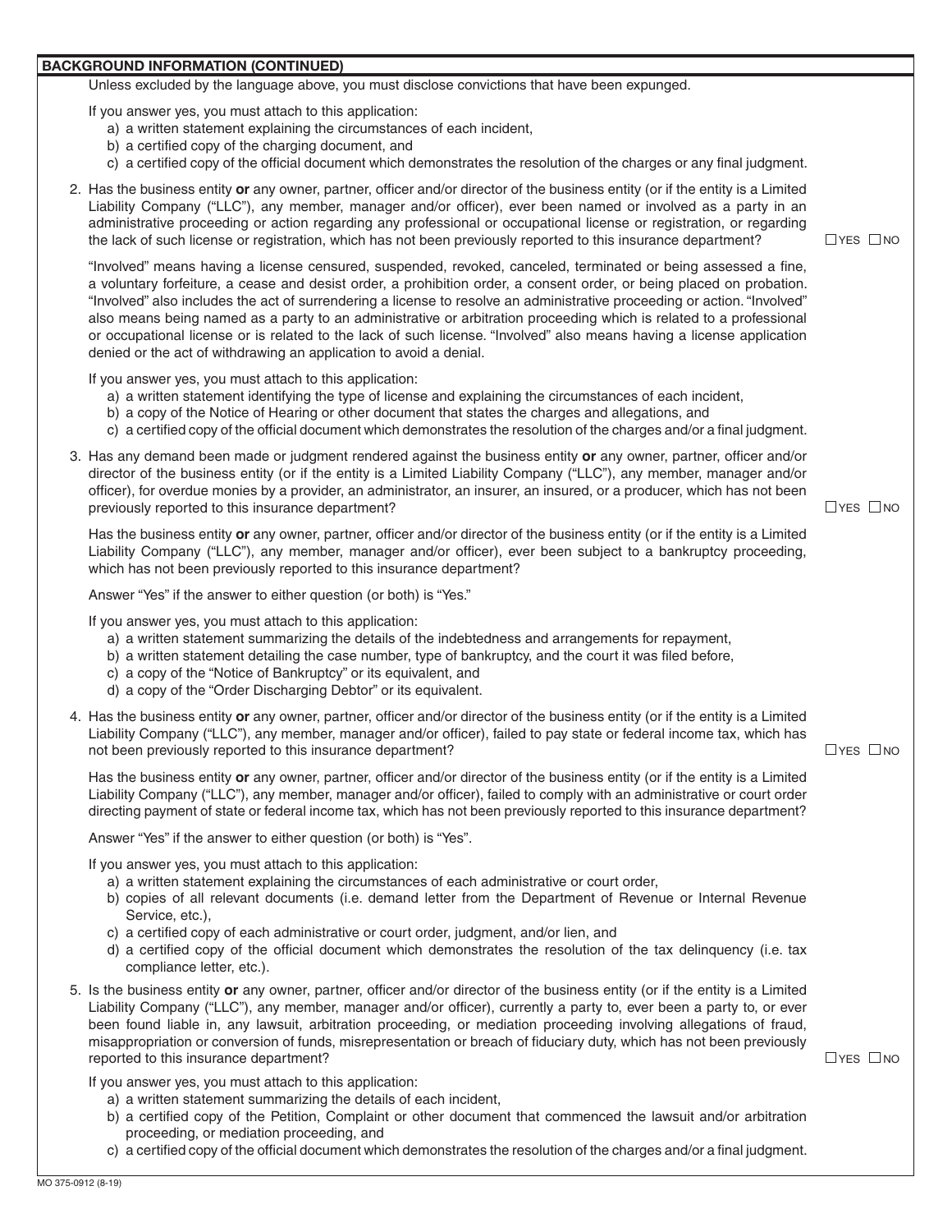## BACKGROUND INFORMATION (CONTINUED)

Unless excluded by the language above, you must disclose convictions that have been expunged.

If you answer yes, you must attach to this application:

a) a written statement explaining the circumstances of each incident,
b) a certified copy of the charging document, and
c) a certified copy of the official document which demonstrates the resolution of the charges or any final judgment.

2. Has the business entity **or** any owner, partner, officer and/or director of the business entity (or if the entity is a Limited Liability Company ("LLC"), any member, manager and/or officer), ever been named or involved as a party in an administrative proceeding or action regarding any professional or occupational license or registration, or regarding the lack of such license or registration, which has not been previously reported to this insurance department? ☐ YES ☐ NO

   "Involved" means having a license censured, suspended, revoked, canceled, terminated or being assessed a fine, a voluntary forfeiture, a cease and desist order, a prohibition order, a consent order, or being placed on probation. "Involved" also includes the act of surrendering a license to resolve an administrative proceeding or action. "Involved" also means being named as a party to an administrative or arbitration proceeding which is related to a professional or occupational license or is related to the lack of such license. "Involved" also means having a license application denied or the act of withdrawing an application to avoid a denial.

   If you answer yes, you must attach to this application:

   a) a written statement identifying the type of license and explaining the circumstances of each incident,
   b) a copy of the Notice of Hearing or other document that states the charges and allegations, and
   c) a certified copy of the official document which demonstrates the resolution of the charges and/or a final judgment.

3. Has any demand been made or judgment rendered against the business entity **or** any owner, partner, officer and/or director of the business entity (or if the entity is a Limited Liability Company ("LLC"), any member, manager and/or officer), for overdue monies by a provider, an administrator, an insurer, an insured, or a producer, which has not been previously reported to this insurance department? ☐ YES ☐ NO

   Has the business entity **or** any owner, partner, officer and/or director of the business entity (or if the entity is a Limited Liability Company ("LLC"), any member, manager and/or officer), ever been subject to a bankruptcy proceeding, which has not been previously reported to this insurance department?

   Answer "Yes" if the answer to either question (or both) is "Yes."

   If you answer yes, you must attach to this application:

   a) a written statement summarizing the details of the indebtedness and arrangements for repayment,
   b) a written statement detailing the case number, type of bankruptcy, and the court it was filed before,
   c) a copy of the "Notice of Bankruptcy" or its equivalent, and
   d) a copy of the "Order Discharging Debtor" or its equivalent.

4. Has the business entity **or** any owner, partner, officer and/or director of the business entity (or if the entity is a Limited Liability Company ("LLC"), any member, manager and/or officer), failed to pay state or federal income tax, which has not been previously reported to this insurance department? ☐ YES ☐ NO

   Has the business entity **or** any owner, partner, officer and/or director of the business entity (or if the entity is a Limited Liability Company ("LLC"), any member, manager and/or officer), failed to comply with an administrative or court order directing payment of state or federal income tax, which has not been previously reported to this insurance department?

   Answer "Yes" if the answer to either question (or both) is "Yes".

   If you answer yes, you must attach to this application:

   a) a written statement explaining the circumstances of each administrative or court order,
   b) copies of all relevant documents (i.e. demand letter from the Department of Revenue or Internal Revenue Service, etc.),
   c) a certified copy of each administrative or court order, judgment, and/or lien, and
   d) a certified copy of the official document which demonstrates the resolution of the tax delinquency (i.e. tax compliance letter, etc.).

5. Is the business entity **or** any owner, partner, officer and/or director of the business entity (or if the entity is a Limited Liability Company ("LLC"), any member, manager and/or officer), currently a party to, ever been a party to, or ever been found liable in, any lawsuit, arbitration proceeding, or mediation proceeding involving allegations of fraud, misappropriation or conversion of funds, misrepresentation or breach of fiduciary duty, which has not been previously reported to this insurance department? ☐ YES ☐ NO

   If you answer yes, you must attach to this application:

   a) a written statement summarizing the details of each incident,
   b) a certified copy of the Petition, Complaint or other document that commenced the lawsuit and/or arbitration proceeding, or mediation proceeding, and
   c) a certified copy of the official document which demonstrates the resolution of the charges and/or a final judgment.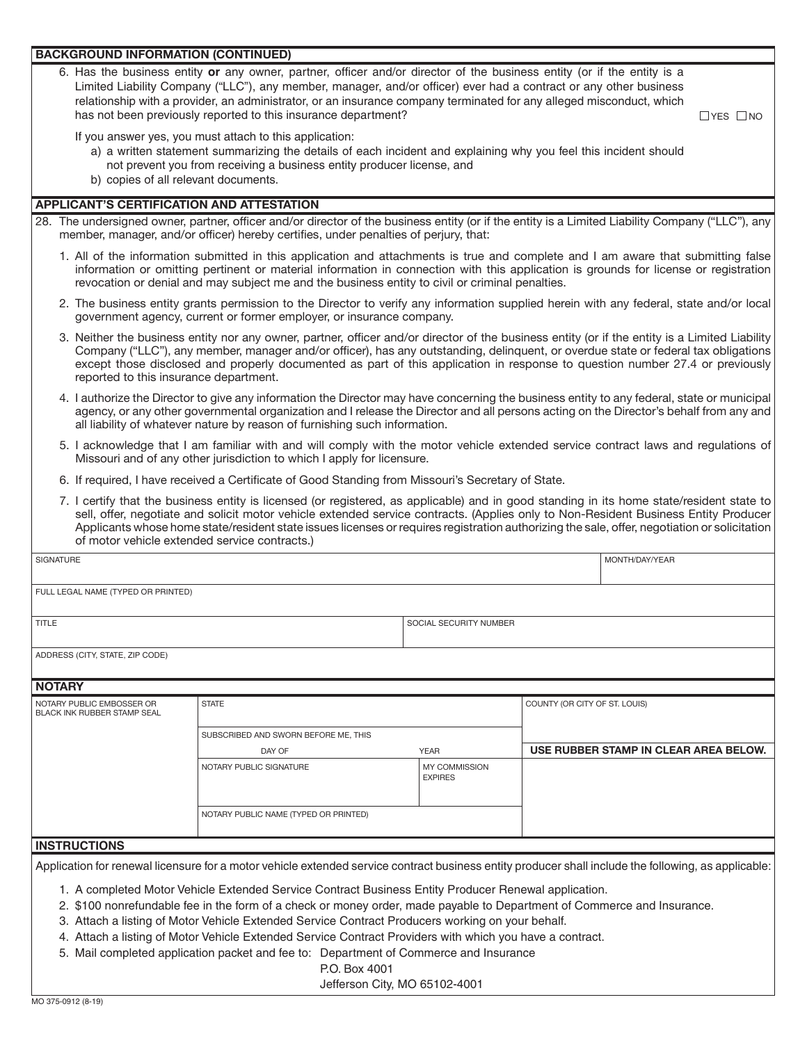## BACKGROUND INFORMATION (CONTINUED)

6. Has the business entity **or** any owner, partner, officer and/or director of the business entity (or if the entity is a Limited Liability Company ("LLC"), any member, manager, and/or officer) ever had a contract or any other business relationship with a provider, an administrator, or an insurance company terminated for any alleged misconduct, which has not been previously reported to this insurance department? ☐ YES ☐ NO

   If you answer yes, you must attach to this application:
   a) a written statement summarizing the details of each incident and explaining why you feel this incident should not prevent you from receiving a business entity producer license, and
   b) copies of all relevant documents.

## APPLICANT'S CERTIFICATION AND ATTESTATION

28. The undersigned owner, partner, officer and/or director of the business entity (or if the entity is a Limited Liability Company ("LLC"), any member, manager, and/or officer) hereby certifies, under penalties of perjury, that:

   1. All of the information submitted in this application and attachments is true and complete and I am aware that submitting false information or omitting pertinent or material information in connection with this application is grounds for license or registration revocation or denial and may subject me and the business entity to civil or criminal penalties.
   2. The business entity grants permission to the Director to verify any information supplied herein with any federal, state and/or local government agency, current or former employer, or insurance company.
   3. Neither the business entity nor any owner, partner, officer and/or director of the business entity (or if the entity is a Limited Liability Company ("LLC"), any member, manager and/or officer), has any outstanding, delinquent, or overdue state or federal tax obligations except those disclosed and properly documented as part of this application in response to question number 27.4 or previously reported to this insurance department.
   4. I authorize the Director to give any information the Director may have concerning the business entity to any federal, state or municipal agency, or any other governmental organization and I release the Director and all persons acting on the Director's behalf from any and all liability of whatever nature by reason of furnishing such information.
   5. I acknowledge that I am familiar with and will comply with the motor vehicle extended service contract laws and regulations of Missouri and of any other jurisdiction to which I apply for licensure.
   6. If required, I have received a Certificate of Good Standing from Missouri's Secretary of State.
   7. I certify that the business entity is licensed (or registered, as applicable) and in good standing in its home state/resident state to sell, offer, negotiate and solicit motor vehicle extended service contracts. (Applies only to Non-Resident Business Entity Producer Applicants whose home state/resident state issues licenses or requires registration authorizing the sale, offer, negotiation or solicitation of motor vehicle extended service contracts.)

| | |
|---|---|
| SIGNATURE | MONTH/DAY/YEAR |
| FULL LEGAL NAME (TYPED OR PRINTED) | |
| TITLE | SOCIAL SECURITY NUMBER |
| ADDRESS (CITY, STATE, ZIP CODE) | |

## NOTARY

| | | | |
|---|---|---|---|
| NOTARY PUBLIC EMBOSSER OR BLACK INK RUBBER STAMP SEAL | STATE | | COUNTY (OR CITY OF ST. LOUIS) |
| | SUBSCRIBED AND SWORN BEFORE ME, THIS DAY OF | YEAR | **USE RUBBER STAMP IN CLEAR AREA BELOW.** |
| | NOTARY PUBLIC SIGNATURE | MY COMMISSION EXPIRES | |
| | NOTARY PUBLIC NAME (TYPED OR PRINTED) | | |

## INSTRUCTIONS

Application for renewal licensure for a motor vehicle extended service contract business entity producer shall include the following, as applicable:

1. A completed Motor Vehicle Extended Service Contract Business Entity Producer Renewal application.
2. $100 nonrefundable fee in the form of a check or money order, made payable to Department of Commerce and Insurance.
3. Attach a listing of Motor Vehicle Extended Service Contract Producers working on your behalf.
4. Attach a listing of Motor Vehicle Extended Service Contract Providers with which you have a contract.
5. Mail completed application packet and fee to: Department of Commerce and Insurance
   P.O. Box 4001
   Jefferson City, MO 65102-4001

MO 375-0912 (8-19)